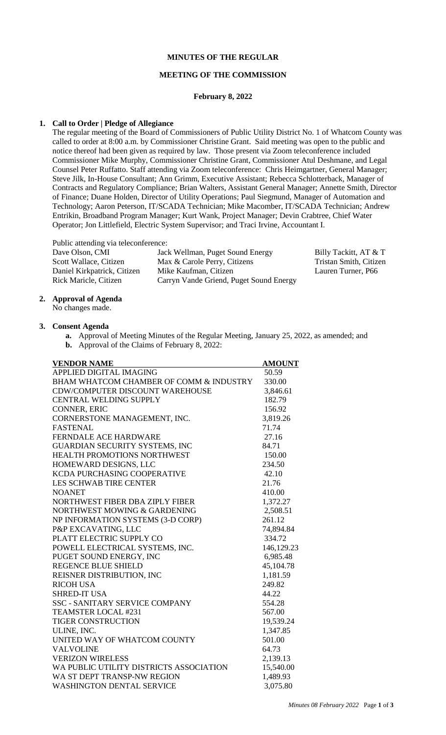# MINUTES OF THE REGULAR

## MEETING OF THE COMMISSION

### February 8, 2022

**1. Call to Order | Pledge of Allegiance**

The regular meeting of the Board of Commissioners of Public Utility District No. 1 of Whatcom County was called to order at 8:00 a.m. by Commissioner Christine Grant. Said meeting was open to the public and notice thereof had been given as required by law. Those present via Zoom teleconference included Commissioner Mike Murphy, Commissioner Christine Grant, Commissioner Atul Deshmane, and Legal Counsel Peter Ruffatto. Staff attending via Zoom teleconference: Chris Heimgartner, General Manager; Steve Jilk, In-House Consultant; Ann Grimm, Executive Assistant; Rebecca Schlotterback, Manager of Contracts and Regulatory Compliance; Brian Walters, Assistant General Manager; Annette Smith, Director of Finance; Duane Holden, Director of Utility Operations; Paul Siegmund, Manager of Automation and Technology; Aaron Peterson, IT/SCADA Technician; Mike Macomber, IT/SCADA Technician; Andrew Entrikin, Broadband Program Manager; Kurt Wank, Project Manager; Devin Crabtree, Chief Water Operator; Jon Littlefield, Electric System Supervisor; and Traci Irvine, Accountant I.

Public attending via teleconference:

| | | |
|---|---|---|
| Dave Olson, CMI | Jack Wellman, Puget Sound Energy | Billy Tackitt, AT & T |
| Scott Wallace, Citizen | Max & Carole Perry, Citizens | Tristan Smith, Citizen |
| Daniel Kirkpatrick, Citizen | Mike Kaufman, Citizen | Lauren Turner, P66 |
| Rick Maricle, Citizen | Carryn Vande Griend, Puget Sound Energy | |

**2. Approval of Agenda**

No changes made.

**3. Consent Agenda**

- **a.** Approval of Meeting Minutes of the Regular Meeting, January 25, 2022, as amended; and
- **b.** Approval of the Claims of February 8, 2022:

| VENDOR NAME | AMOUNT |
|---|---|
| APPLIED DIGITAL IMAGING | 50.59 |
| BHAM WHATCOM CHAMBER OF COMM & INDUSTRY | 330.00 |
| CDW/COMPUTER DISCOUNT WAREHOUSE | 3,846.61 |
| CENTRAL WELDING SUPPLY | 182.79 |
| CONNER, ERIC | 156.92 |
| CORNERSTONE MANAGEMENT, INC. | 3,819.26 |
| FASTENAL | 71.74 |
| FERNDALE ACE HARDWARE | 27.16 |
| GUARDIAN SECURITY SYSTEMS, INC | 84.71 |
| HEALTH PROMOTIONS NORTHWEST | 150.00 |
| HOMEWARD DESIGNS, LLC | 234.50 |
| KCDA PURCHASING COOPERATIVE | 42.10 |
| LES SCHWAB TIRE CENTER | 21.76 |
| NOANET | 410.00 |
| NORTHWEST FIBER DBA ZIPLY FIBER | 1,372.27 |
| NORTHWEST MOWING & GARDENING | 2,508.51 |
| NP INFORMATION SYSTEMS (3-D CORP) | 261.12 |
| P&P EXCAVATING, LLC | 74,894.84 |
| PLATT ELECTRIC SUPPLY CO | 334.72 |
| POWELL ELECTRICAL SYSTEMS, INC. | 146,129.23 |
| PUGET SOUND ENERGY, INC | 6,985.48 |
| REGENCE BLUE SHIELD | 45,104.78 |
| REISNER DISTRIBUTION, INC | 1,181.59 |
| RICOH USA | 249.82 |
| SHRED-IT USA | 44.22 |
| SSC - SANITARY SERVICE COMPANY | 554.28 |
| TEAMSTER LOCAL #231 | 567.00 |
| TIGER CONSTRUCTION | 19,539.24 |
| ULINE, INC. | 1,347.85 |
| UNITED WAY OF WHATCOM COUNTY | 501.00 |
| VALVOLINE | 64.73 |
| VERIZON WIRELESS | 2,139.13 |
| WA PUBLIC UTILITY DISTRICTS ASSOCIATION | 15,540.00 |
| WA ST DEPT TRANSP-NW REGION | 1,489.93 |
| WASHINGTON DENTAL SERVICE | 3,075.80 |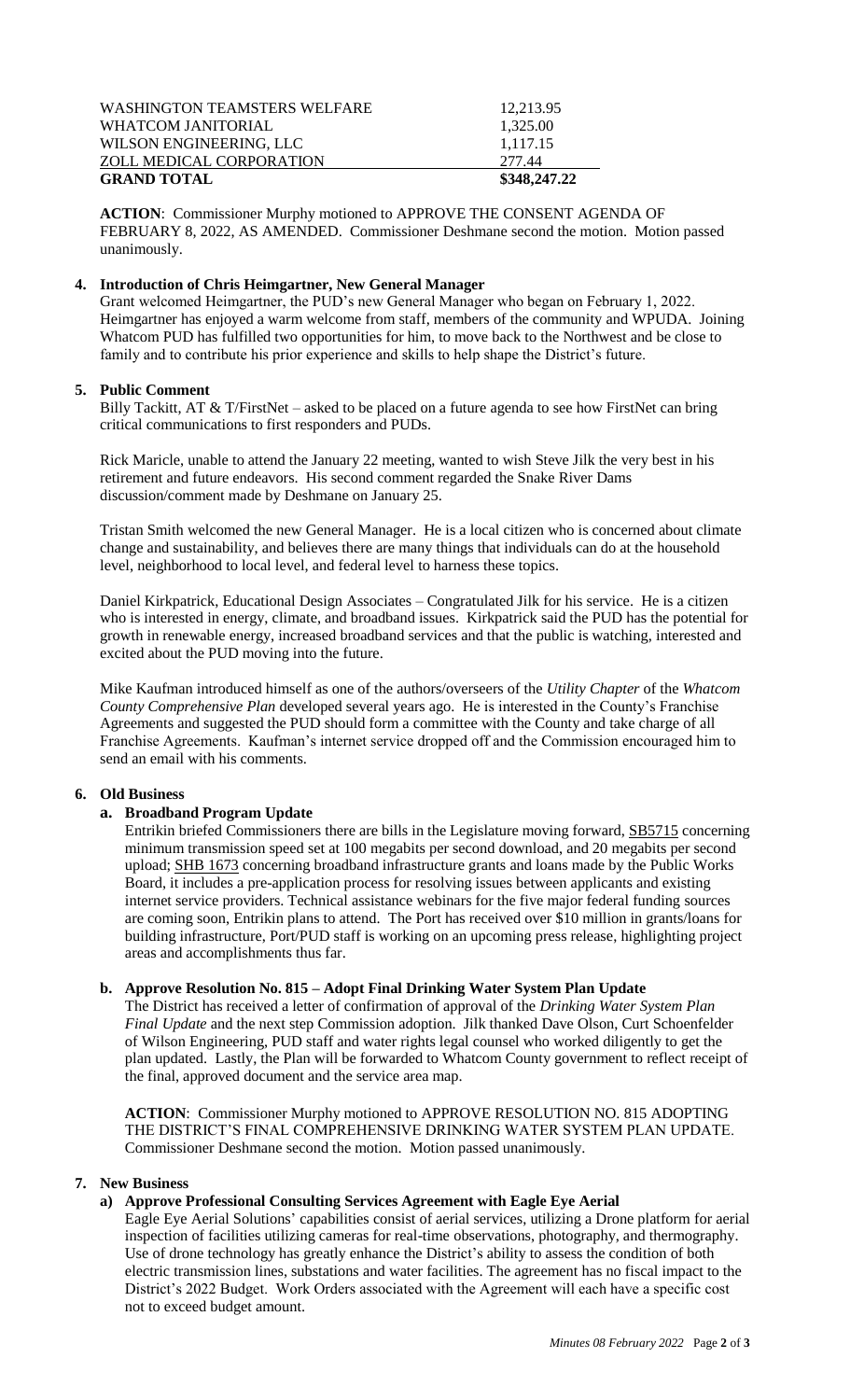| | |
|---|---|
| WASHINGTON TEAMSTERS WELFARE | 12,213.95 |
| WHATCOM JANITORIAL | 1,325.00 |
| WILSON ENGINEERING, LLC | 1,117.15 |
| ZOLL MEDICAL CORPORATION | 277.44 |
| **GRAND TOTAL** | **$348,247.22** |

**ACTION**: Commissioner Murphy motioned to APPROVE THE CONSENT AGENDA OF FEBRUARY 8, 2022, AS AMENDED. Commissioner Deshmane second the motion. Motion passed unanimously.

### 4. Introduction of Chris Heimgartner, New General Manager

Grant welcomed Heimgartner, the PUD's new General Manager who began on February 1, 2022. Heimgartner has enjoyed a warm welcome from staff, members of the community and WPUDA. Joining Whatcom PUD has fulfilled two opportunities for him, to move back to the Northwest and be close to family and to contribute his prior experience and skills to help shape the District's future.

### 5. Public Comment

Billy Tackitt, AT & T/FirstNet – asked to be placed on a future agenda to see how FirstNet can bring critical communications to first responders and PUDs.

Rick Maricle, unable to attend the January 22 meeting, wanted to wish Steve Jilk the very best in his retirement and future endeavors. His second comment regarded the Snake River Dams discussion/comment made by Deshmane on January 25.

Tristan Smith welcomed the new General Manager. He is a local citizen who is concerned about climate change and sustainability, and believes there are many things that individuals can do at the household level, neighborhood to local level, and federal level to harness these topics.

Daniel Kirkpatrick, Educational Design Associates – Congratulated Jilk for his service. He is a citizen who is interested in energy, climate, and broadband issues. Kirkpatrick said the PUD has the potential for growth in renewable energy, increased broadband services and that the public is watching, interested and excited about the PUD moving into the future.

Mike Kaufman introduced himself as one of the authors/overseers of the *Utility Chapter* of the *Whatcom County Comprehensive Plan* developed several years ago. He is interested in the County's Franchise Agreements and suggested the PUD should form a committee with the County and take charge of all Franchise Agreements. Kaufman's internet service dropped off and the Commission encouraged him to send an email with his comments.

### 6. Old Business

#### a. Broadband Program Update

Entrikin briefed Commissioners there are bills in the Legislature moving forward, SB5715 concerning minimum transmission speed set at 100 megabits per second download, and 20 megabits per second upload; SHB 1673 concerning broadband infrastructure grants and loans made by the Public Works Board, it includes a pre-application process for resolving issues between applicants and existing internet service providers. Technical assistance webinars for the five major federal funding sources are coming soon, Entrikin plans to attend. The Port has received over $10 million in grants/loans for building infrastructure, Port/PUD staff is working on an upcoming press release, highlighting project areas and accomplishments thus far.

#### b. Approve Resolution No. 815 – Adopt Final Drinking Water System Plan Update

The District has received a letter of confirmation of approval of the *Drinking Water System Plan Final Update* and the next step Commission adoption. Jilk thanked Dave Olson, Curt Schoenfelder of Wilson Engineering, PUD staff and water rights legal counsel who worked diligently to get the plan updated. Lastly, the Plan will be forwarded to Whatcom County government to reflect receipt of the final, approved document and the service area map.

**ACTION**: Commissioner Murphy motioned to APPROVE RESOLUTION NO. 815 ADOPTING THE DISTRICT'S FINAL COMPREHENSIVE DRINKING WATER SYSTEM PLAN UPDATE. Commissioner Deshmane second the motion. Motion passed unanimously.

### 7. New Business

#### a) Approve Professional Consulting Services Agreement with Eagle Eye Aerial

Eagle Eye Aerial Solutions' capabilities consist of aerial services, utilizing a Drone platform for aerial inspection of facilities utilizing cameras for real-time observations, photography, and thermography. Use of drone technology has greatly enhance the District's ability to assess the condition of both electric transmission lines, substations and water facilities. The agreement has no fiscal impact to the District's 2022 Budget. Work Orders associated with the Agreement will each have a specific cost not to exceed budget amount.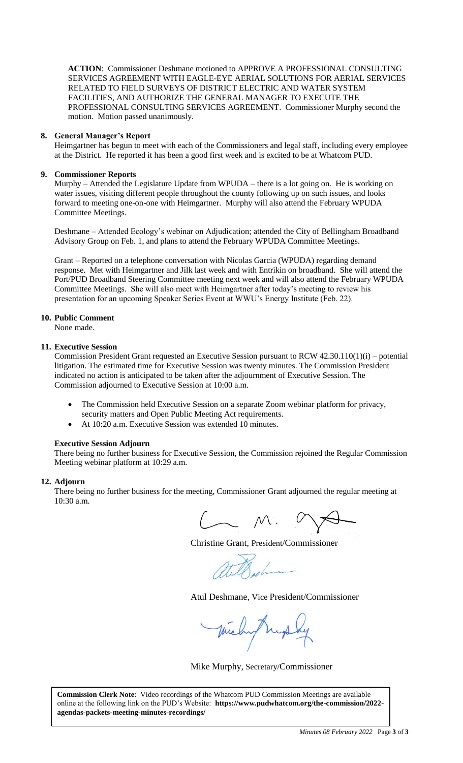**ACTION**: Commissioner Deshmane motioned to APPROVE A PROFESSIONAL CONSULTING SERVICES AGREEMENT WITH EAGLE-EYE AERIAL SOLUTIONS FOR AERIAL SERVICES RELATED TO FIELD SURVEYS OF DISTRICT ELECTRIC AND WATER SYSTEM FACILITIES, AND AUTHORIZE THE GENERAL MANAGER TO EXECUTE THE PROFESSIONAL CONSULTING SERVICES AGREEMENT. Commissioner Murphy second the motion. Motion passed unanimously.

**8. General Manager's Report**

Heimgartner has begun to meet with each of the Commissioners and legal staff, including every employee at the District. He reported it has been a good first week and is excited to be at Whatcom PUD.

**9. Commissioner Reports**

Murphy – Attended the Legislature Update from WPUDA – there is a lot going on. He is working on water issues, visiting different people throughout the county following up on such issues, and looks forward to meeting one-on-one with Heimgartner. Murphy will also attend the February WPUDA Committee Meetings.

Deshmane – Attended Ecology's webinar on Adjudication; attended the City of Bellingham Broadband Advisory Group on Feb. 1, and plans to attend the February WPUDA Committee Meetings.

Grant – Reported on a telephone conversation with Nicolas Garcia (WPUDA) regarding demand response. Met with Heimgartner and Jilk last week and with Entrikin on broadband. She will attend the Port/PUD Broadband Steering Committee meeting next week and will also attend the February WPUDA Committee Meetings. She will also meet with Heimgartner after today's meeting to review his presentation for an upcoming Speaker Series Event at WWU's Energy Institute (Feb. 22).

**10. Public Comment**

None made.

**11. Executive Session**

Commission President Grant requested an Executive Session pursuant to RCW 42.30.110(1)(i) – potential litigation. The estimated time for Executive Session was twenty minutes. The Commission President indicated no action is anticipated to be taken after the adjournment of Executive Session. The Commission adjourned to Executive Session at 10:00 a.m.

- The Commission held Executive Session on a separate Zoom webinar platform for privacy, security matters and Open Public Meeting Act requirements.
- At 10:20 a.m. Executive Session was extended 10 minutes.

**Executive Session Adjourn**

There being no further business for Executive Session, the Commission rejoined the Regular Commission Meeting webinar platform at 10:29 a.m.

**12. Adjourn**

There being no further business for the meeting, Commissioner Grant adjourned the regular meeting at 10:30 a.m.

Christine Grant, President/Commissioner

Atul Deshmane, Vice President/Commissioner

Mike Murphy, Secretary/Commissioner

**Commission Clerk Note**: Video recordings of the Whatcom PUD Commission Meetings are available online at the following link on the PUD's Website: **https://www.pudwhatcom.org/the-commission/2022-agendas-packets-meeting-minutes-recordings/**

*Minutes 08 February 2022*